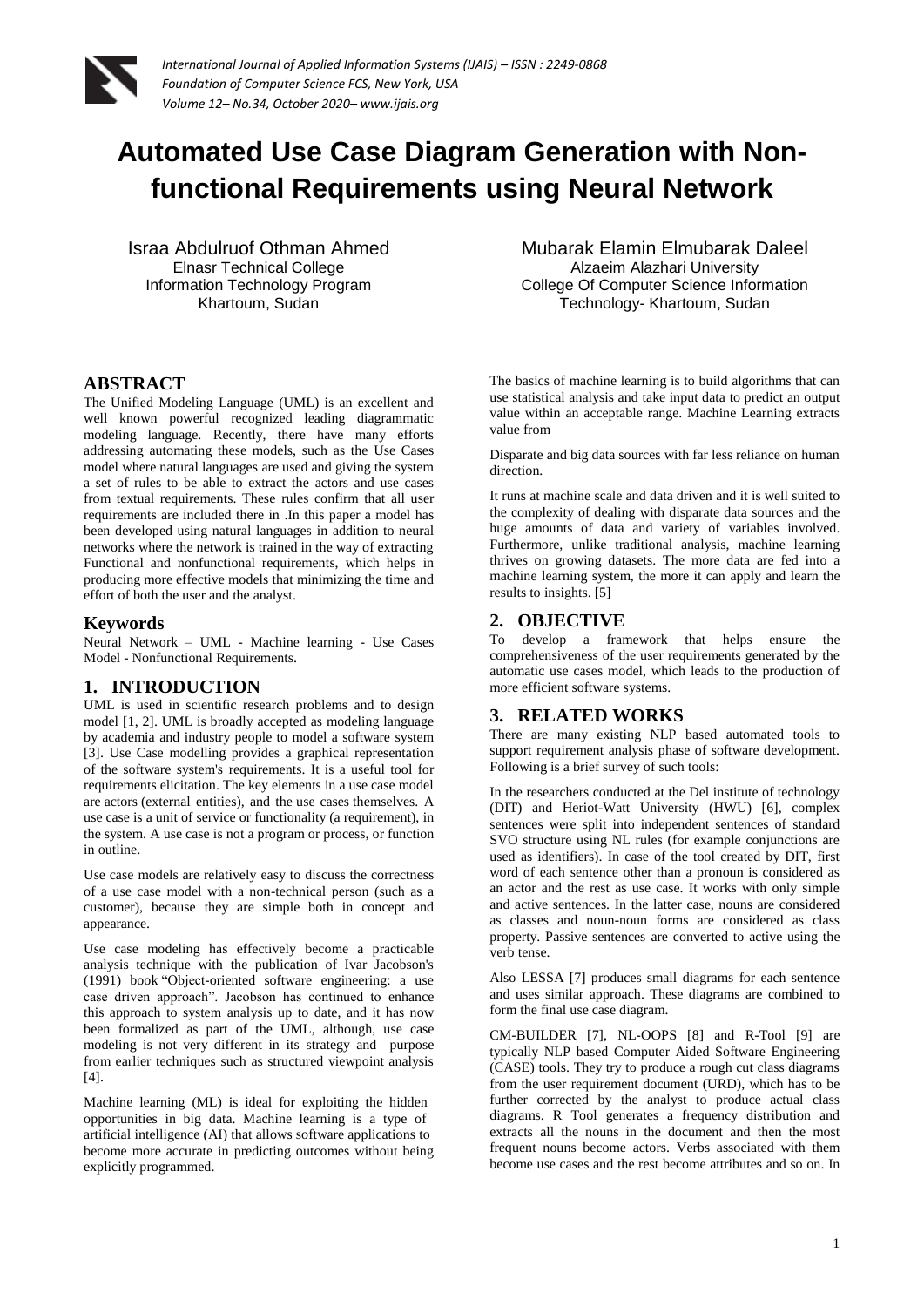# Automated Use Case Diagram Generation with Non-functional Requirements using Neural Network

Israa Abdulruof Othman Ahmed
Elnasr Technical College
Information Technology Program
Khartoum, Sudan

Mubarak Elamin Elmubarak Daleel
Alzaeim Alazhari University
College Of Computer Science Information Technology- Khartoum, Sudan

## ABSTRACT

The Unified Modeling Language (UML) is an excellent and well known powerful recognized leading diagrammatic modeling language. Recently, there have many efforts addressing automating these models, such as the Use Cases model where natural languages are used and giving the system a set of rules to be able to extract the actors and use cases from textual requirements. These rules confirm that all user requirements are included there in .In this paper a model has been developed using natural languages in addition to neural networks where the network is trained in the way of extracting Functional and nonfunctional requirements, which helps in producing more effective models that minimizing the time and effort of both the user and the analyst.

## Keywords

Neural Network – UML - Machine learning - Use Cases Model - Nonfunctional Requirements.

## 1. INTRODUCTION

UML is used in scientific research problems and to design model [1, 2]. UML is broadly accepted as modeling language by academia and industry people to model a software system [3]. Use Case modelling provides a graphical representation of the software system's requirements. It is a useful tool for requirements elicitation. The key elements in a use case model are actors (external entities), and the use cases themselves. A use case is a unit of service or functionality (a requirement), in the system. A use case is not a program or process, or function in outline.

Use case models are relatively easy to discuss the correctness of a use case model with a non-technical person (such as a customer), because they are simple both in concept and appearance.

Use case modeling has effectively become a practicable analysis technique with the publication of Ivar Jacobson's (1991) book "Object-oriented software engineering: a use case driven approach". Jacobson has continued to enhance this approach to system analysis up to date, and it has now been formalized as part of the UML, although, use case modeling is not very different in its strategy and purpose from earlier techniques such as structured viewpoint analysis [4].

Machine learning (ML) is ideal for exploiting the hidden opportunities in big data. Machine learning is a type of artificial intelligence (AI) that allows software applications to become more accurate in predicting outcomes without being explicitly programmed.

The basics of machine learning is to build algorithms that can use statistical analysis and take input data to predict an output value within an acceptable range. Machine Learning extracts value from

Disparate and big data sources with far less reliance on human direction.

It runs at machine scale and data driven and it is well suited to the complexity of dealing with disparate data sources and the huge amounts of data and variety of variables involved. Furthermore, unlike traditional analysis, machine learning thrives on growing datasets. The more data are fed into a machine learning system, the more it can apply and learn the results to insights. [5]

## 2. OBJECTIVE

To develop a framework that helps ensure the comprehensiveness of the user requirements generated by the automatic use cases model, which leads to the production of more efficient software systems.

## 3. RELATED WORKS

There are many existing NLP based automated tools to support requirement analysis phase of software development. Following is a brief survey of such tools:

In the researchers conducted at the Del institute of technology (DIT) and Heriot-Watt University (HWU) [6], complex sentences were split into independent sentences of standard SVO structure using NL rules (for example conjunctions are used as identifiers). In case of the tool created by DIT, first word of each sentence other than a pronoun is considered as an actor and the rest as use case. It works with only simple and active sentences. In the latter case, nouns are considered as classes and noun-noun forms are considered as class property. Passive sentences are converted to active using the verb tense.

Also LESSA [7] produces small diagrams for each sentence and uses similar approach. These diagrams are combined to form the final use case diagram.

CM-BUILDER [7], NL-OOPS [8] and R-Tool [9] are typically NLP based Computer Aided Software Engineering (CASE) tools. They try to produce a rough cut class diagrams from the user requirement document (URD), which has to be further corrected by the analyst to produce actual class diagrams. R Tool generates a frequency distribution and extracts all the nouns in the document and then the most frequent nouns become actors. Verbs associated with them become use cases and the rest become attributes and so on. In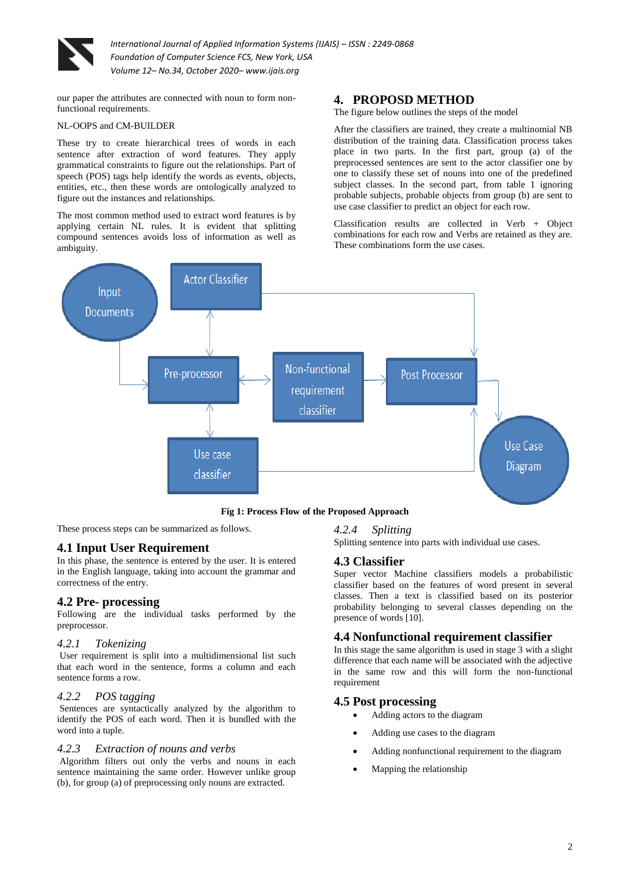our paper the attributes are connected with noun to form non-functional requirements.

NL-OOPS and CM-BUILDER

These try to create hierarchical trees of words in each sentence after extraction of word features. They apply grammatical constraints to figure out the relationships. Part of speech (POS) tags help identify the words as events, objects, entities, etc., then these words are ontologically analyzed to figure out the instances and relationships.

The most common method used to extract word features is by applying certain NL rules. It is evident that splitting compound sentences avoids loss of information as well as ambiguity.

## 4. PROPOSD METHOD

The figure below outlines the steps of the model

After the classifiers are trained, they create a multinomial NB distribution of the training data. Classification process takes place in two parts. In the first part, group (a) of the preprocessed sentences are sent to the actor classifier one by one to classify these set of nouns into one of the predefined subject classes. In the second part, from table 1 ignoring probable subjects, probable objects from group (b) are sent to use case classifier to predict an object for each row.

Classification results are collected in Verb + Object combinations for each row and Verbs are retained as they are. These combinations form the use cases.

**Fig 1: Process Flow of the Proposed Approach**

These process steps can be summarized as follows.

### 4.1 Input User Requirement

In this phase, the sentence is entered by the user. It is entered in the English language, taking into account the grammar and correctness of the entry.

### 4.2 Pre- processing

Following are the individual tasks performed by the preprocessor.

#### *4.2.1 Tokenizing*

User requirement is split into a multidimensional list such that each word in the sentence, forms a column and each sentence forms a row.

#### *4.2.2 POS tagging*

Sentences are syntactically analyzed by the algorithm to identify the POS of each word. Then it is bundled with the word into a tuple.

#### *4.2.3 Extraction of nouns and verbs*

Algorithm filters out only the verbs and nouns in each sentence maintaining the same order. However unlike group (b), for group (a) of preprocessing only nouns are extracted.

#### *4.2.4 Splitting*

Splitting sentence into parts with individual use cases.

### 4.3 Classifier

Super vector Machine classifiers models a probabilistic classifier based on the features of word present in several classes. Then a text is classified based on its posterior probability belonging to several classes depending on the presence of words [10].

### 4.4 Nonfunctional requirement classifier

In this stage the same algorithm is used in stage 3 with a slight difference that each name will be associated with the adjective in the same row and this will form the non-functional requirement

### 4.5 Post processing

- Adding actors to the diagram
- Adding use cases to the diagram
- Adding nonfunctional requirement to the diagram
- Mapping the relationship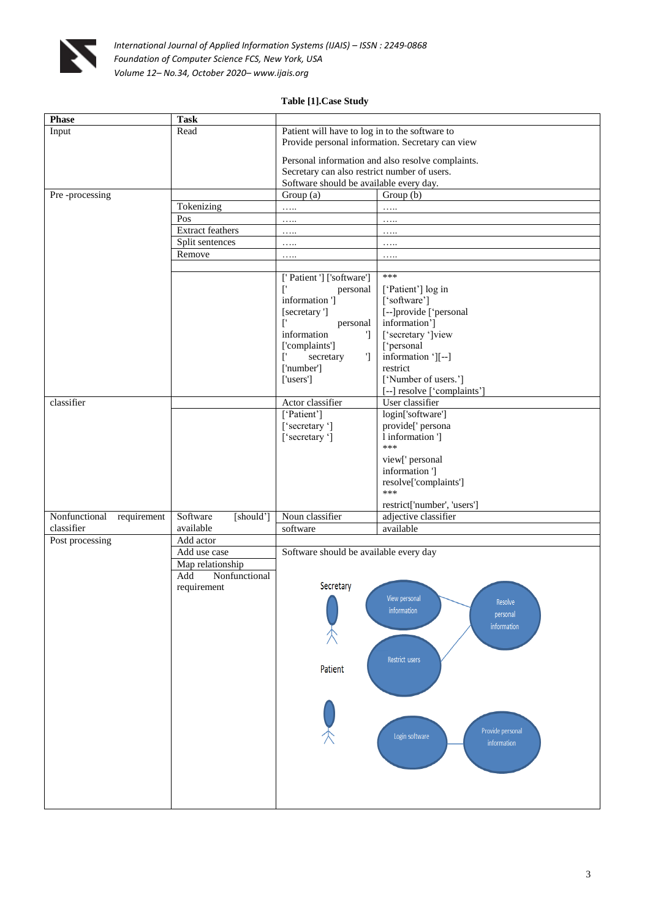**Table [1].Case Study**

| Phase | Task | | |
|---|---|---|---|
| Input | Read | Patient will have to log in to the software to Provide personal information. Secretary can view Personal information and also resolve complaints. Secretary can also restrict number of users. Software should be available every day. | |
| Pre -processing | | Group (a) | Group (b) |
| | Tokenizing | ….. | ….. |
| | Pos | ….. | ….. |
| | Extract feathers | ….. | ….. |
| | Split sentences | ….. | ….. |
| | Remove | ….. | ….. |
| | | | |
| | | [' Patient '] ['software'] [' personal information '] [secretary '] [' personal information '] ['complaints'] [' secretary '] ['number'] ['users'] | *** [‘Patient’] log in [‘software’] [--]provide [‘personal information’] [‘secretary ‘]view [‘personal information ‘][--] restrict [‘Number of users.’] [--] resolve [‘complaints’] |
| classifier | | Actor classifier | User classifier |
| | | [‘Patient’] [‘secretary ‘] [‘secretary ‘] | login['software'] provide[' persona l information '] *** view[' personal information '] resolve['complaints'] *** restrict['number', 'users'] |
| Nonfunctional requirement classifier | Software [should'] available | Noun classifier | adjective classifier |
| | | software | available |
| Post processing | Add actor | | |
| | Add use case | Software should be available every day | |
| | Map relationship | | |
| | Add Nonfunctional requirement | Secretary; Patient; View personal information; Resolve personal information; Restrict users; Login software; Provide personal information | |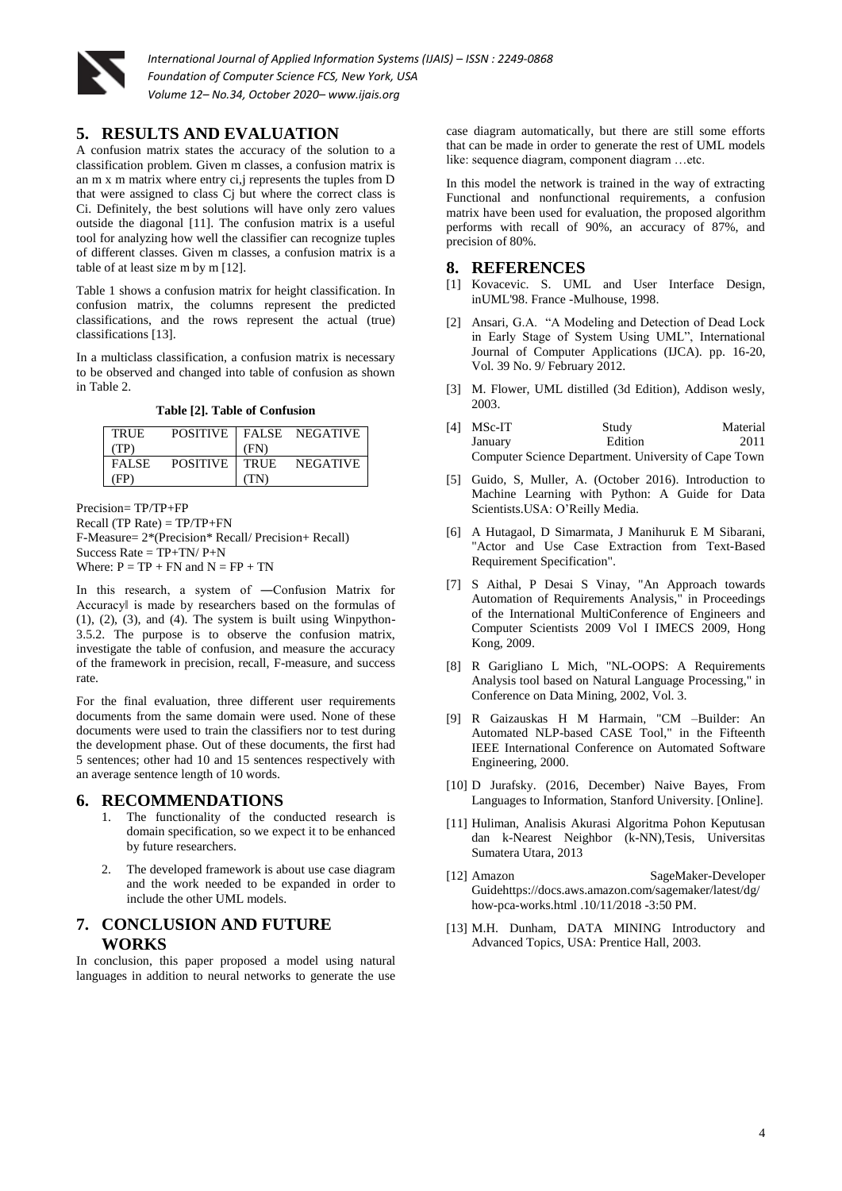## 5. RESULTS AND EVALUATION

A confusion matrix states the accuracy of the solution to a classification problem. Given m classes, a confusion matrix is an m x m matrix where entry $c_{i,j}$ represents the tuples from D that were assigned to class $C_j$ but where the correct class is $C_i$. Definitely, the best solutions will have only zero values outside the diagonal [11]. The confusion matrix is a useful tool for analyzing how well the classifier can recognize tuples of different classes. Given m classes, a confusion matrix is a table of at least size m by m [12].

Table 1 shows a confusion matrix for height classification. In confusion matrix, the columns represent the predicted classifications, and the rows represent the actual (true) classifications [13].

In a multiclass classification, a confusion matrix is necessary to be observed and changed into table of confusion as shown in Table 2.

**Table [2]. Table of Confusion**

| | |
|---|---|
| TRUE POSITIVE (TP) | FALSE NEGATIVE (FN) |
| FALSE POSITIVE (FP) | TRUE NEGATIVE (TN) |

Precision= TP/TP+FP
Recall (TP Rate) = TP/TP+FN
F-Measure= 2*(Precision* Recall/ Precision+ Recall)
Success Rate = TP+TN/ P+N
Where: P = TP + FN and N = FP + TN

In this research, a system of ―Confusion Matrix for Accuracy‖ is made by researchers based on the formulas of (1), (2), (3), and (4). The system is built using Winpython-3.5.2. The purpose is to observe the confusion matrix, investigate the table of confusion, and measure the accuracy of the framework in precision, recall, F-measure, and success rate.

For the final evaluation, three different user requirements documents from the same domain were used. None of these documents were used to train the classifiers nor to test during the development phase. Out of these documents, the first had 5 sentences; other had 10 and 15 sentences respectively with an average sentence length of 10 words.

## 6. RECOMMENDATIONS

1. The functionality of the conducted research is domain specification, so we expect it to be enhanced by future researchers.
2. The developed framework is about use case diagram and the work needed to be expanded in order to include the other UML models.

## 7. CONCLUSION AND FUTURE WORKS

In conclusion, this paper proposed a model using natural languages in addition to neural networks to generate the use case diagram automatically, but there are still some efforts that can be made in order to generate the rest of UML models like: sequence diagram, component diagram …etc.

In this model the network is trained in the way of extracting Functional and nonfunctional requirements, a confusion matrix have been used for evaluation, the proposed algorithm performs with recall of 90%, an accuracy of 87%, and precision of 80%.

## 8. REFERENCES

[1] Kovacevic. S. UML and User Interface Design, inUML'98. France -Mulhouse, 1998.

[2] Ansari, G.A. "A Modeling and Detection of Dead Lock in Early Stage of System Using UML", International Journal of Computer Applications (IJCA). pp. 16-20, Vol. 39 No. 9/ February 2012.

[3] M. Flower, UML distilled (3d Edition), Addison wesly, 2003.

[4] MSc-IT Study Material January Edition 2011 Computer Science Department. University of Cape Town

[5] Guido, S, Muller, A. (October 2016). Introduction to Machine Learning with Python: A Guide for Data Scientists.USA: O'Reilly Media.

[6] A Hutagaol, D Simarmata, J Manihuruk E M Sibarani, "Actor and Use Case Extraction from Text-Based Requirement Specification".

[7] S Aithal, P Desai S Vinay, "An Approach towards Automation of Requirements Analysis," in Proceedings of the International MultiConference of Engineers and Computer Scientists 2009 Vol I IMECS 2009, Hong Kong, 2009.

[8] R Garigliano L Mich, "NL-OOPS: A Requirements Analysis tool based on Natural Language Processing," in Conference on Data Mining, 2002, Vol. 3.

[9] R Gaizauskas H M Harmain, "CM –Builder: An Automated NLP-based CASE Tool," in the Fifteenth IEEE International Conference on Automated Software Engineering, 2000.

[10] D Jurafsky. (2016, December) Naive Bayes, From Languages to Information, Stanford University. [Online].

[11] Huliman, Analisis Akurasi Algoritma Pohon Keputusan dan k-Nearest Neighbor (k-NN),Tesis, Universitas Sumatera Utara, 2013

[12] Amazon SageMaker-Developer Guidehttps://docs.aws.amazon.com/sagemaker/latest/dg/how-pca-works.html .10/11/2018 -3:50 PM.

[13] M.H. Dunham, DATA MINING Introductory and Advanced Topics, USA: Prentice Hall, 2003.